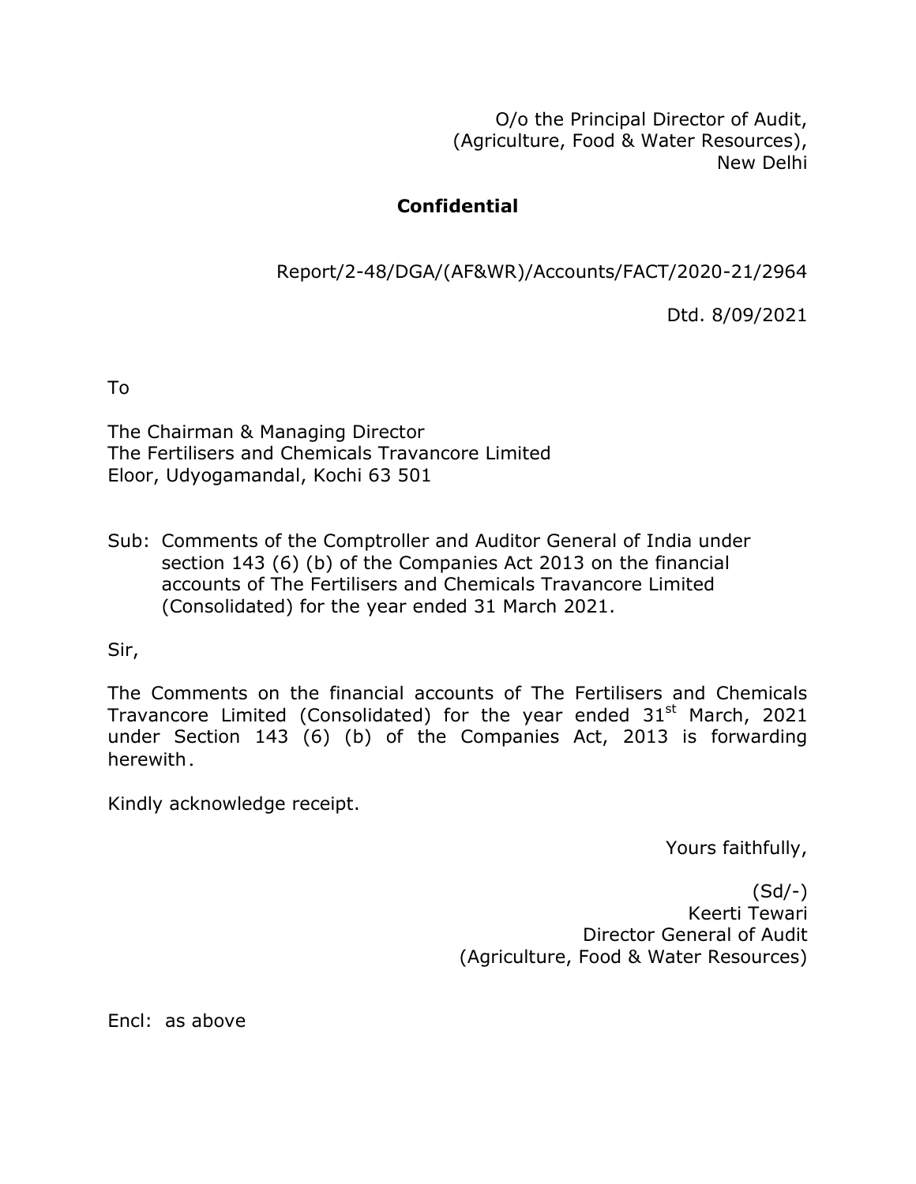O/o the Principal Director of Audit,
(Agriculture, Food & Water Resources),
New Delhi

**Confidential**

Report/2-48/DGA/(AF&WR)/Accounts/FACT/2020-21/2964

Dtd. 8/09/2021

To

The Chairman & Managing Director
The Fertilisers and Chemicals Travancore Limited
Eloor, Udyogamandal, Kochi 63 501

Sub: Comments of the Comptroller and Auditor General of India under section 143 (6) (b) of the Companies Act 2013 on the financial accounts of The Fertilisers and Chemicals Travancore Limited (Consolidated) for the year ended 31 March 2021.

Sir,

The Comments on the financial accounts of The Fertilisers and Chemicals Travancore Limited (Consolidated) for the year ended 31st March, 2021 under Section 143 (6) (b) of the Companies Act, 2013 is forwarding herewith.

Kindly acknowledge receipt.

Yours faithfully,

(Sd/-)
Keerti Tewari
Director General of Audit
(Agriculture, Food & Water Resources)

Encl: as above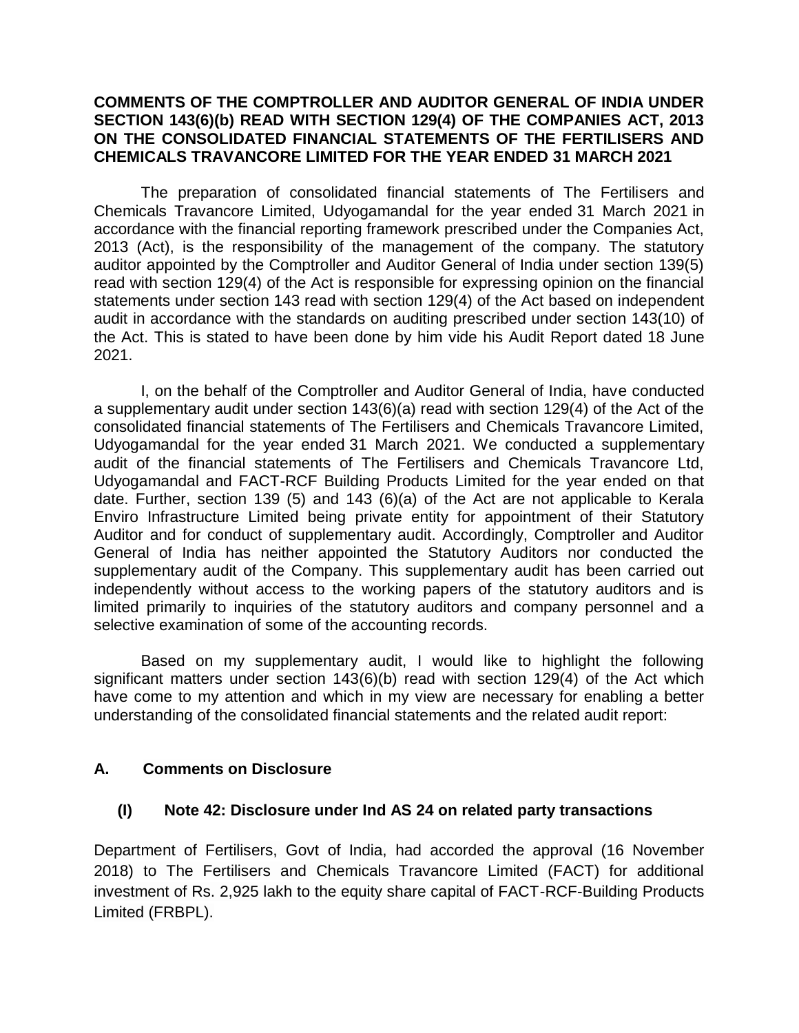**COMMENTS OF THE COMPTROLLER AND AUDITOR GENERAL OF INDIA UNDER SECTION 143(6)(b) READ WITH SECTION 129(4) OF THE COMPANIES ACT, 2013 ON THE CONSOLIDATED FINANCIAL STATEMENTS OF THE FERTILISERS AND CHEMICALS TRAVANCORE LIMITED FOR THE YEAR ENDED 31 MARCH 2021**

The preparation of consolidated financial statements of The Fertilisers and Chemicals Travancore Limited, Udyogamandal for the year ended 31 March 2021 in accordance with the financial reporting framework prescribed under the Companies Act, 2013 (Act), is the responsibility of the management of the company. The statutory auditor appointed by the Comptroller and Auditor General of India under section 139(5) read with section 129(4) of the Act is responsible for expressing opinion on the financial statements under section 143 read with section 129(4) of the Act based on independent audit in accordance with the standards on auditing prescribed under section 143(10) of the Act. This is stated to have been done by him vide his Audit Report dated 18 June 2021.

I, on the behalf of the Comptroller and Auditor General of India, have conducted a supplementary audit under section 143(6)(a) read with section 129(4) of the Act of the consolidated financial statements of The Fertilisers and Chemicals Travancore Limited, Udyogamandal for the year ended 31 March 2021. We conducted a supplementary audit of the financial statements of The Fertilisers and Chemicals Travancore Ltd, Udyogamandal and FACT-RCF Building Products Limited for the year ended on that date. Further, section 139 (5) and 143 (6)(a) of the Act are not applicable to Kerala Enviro Infrastructure Limited being private entity for appointment of their Statutory Auditor and for conduct of supplementary audit. Accordingly, Comptroller and Auditor General of India has neither appointed the Statutory Auditors nor conducted the supplementary audit of the Company. This supplementary audit has been carried out independently without access to the working papers of the statutory auditors and is limited primarily to inquiries of the statutory auditors and company personnel and a selective examination of some of the accounting records.

Based on my supplementary audit, I would like to highlight the following significant matters under section 143(6)(b) read with section 129(4) of the Act which have come to my attention and which in my view are necessary for enabling a better understanding of the consolidated financial statements and the related audit report:

**A. Comments on Disclosure**

**(I) Note 42: Disclosure under Ind AS 24 on related party transactions**

Department of Fertilisers, Govt of India, had accorded the approval (16 November 2018) to The Fertilisers and Chemicals Travancore Limited (FACT) for additional investment of Rs. 2,925 lakh to the equity share capital of FACT-RCF-Building Products Limited (FRBPL).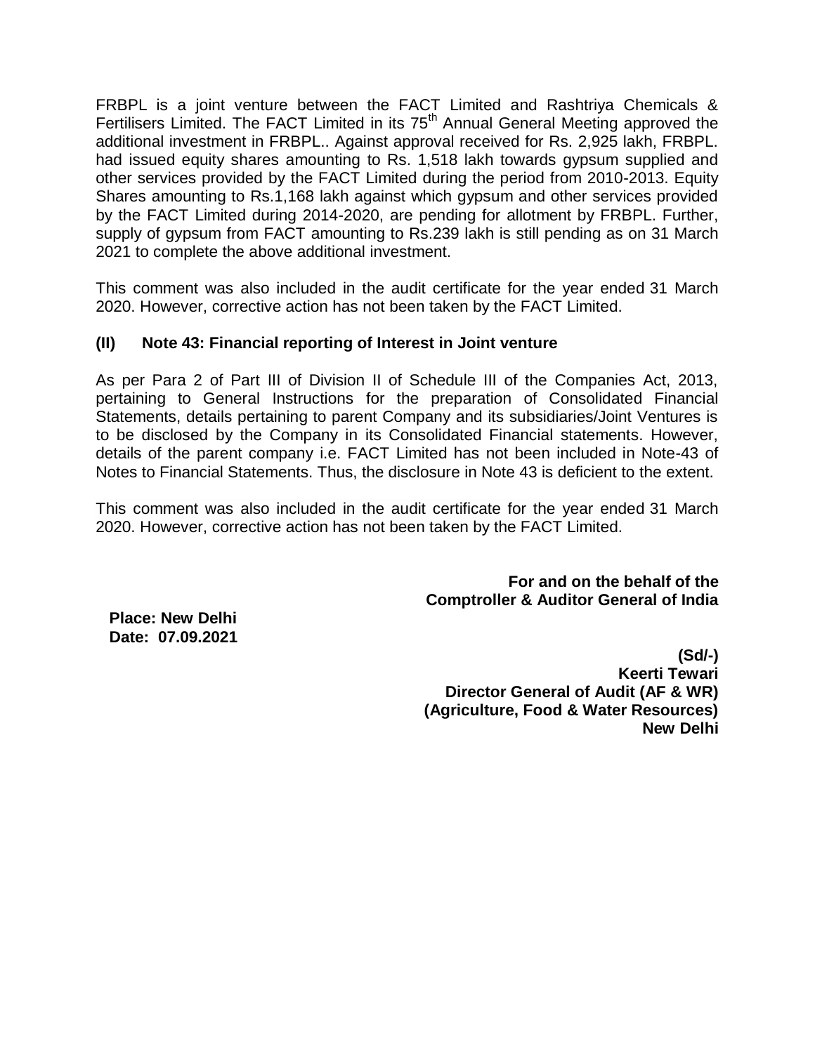FRBPL is a joint venture between the FACT Limited and Rashtriya Chemicals & Fertilisers Limited. The FACT Limited in its 75th Annual General Meeting approved the additional investment in FRBPL.. Against approval received for Rs. 2,925 lakh, FRBPL. had issued equity shares amounting to Rs. 1,518 lakh towards gypsum supplied and other services provided by the FACT Limited during the period from 2010-2013. Equity Shares amounting to Rs.1,168 lakh against which gypsum and other services provided by the FACT Limited during 2014-2020, are pending for allotment by FRBPL. Further, supply of gypsum from FACT amounting to Rs.239 lakh is still pending as on 31 March 2021 to complete the above additional investment.

This comment was also included in the audit certificate for the year ended 31 March 2020. However, corrective action has not been taken by the FACT Limited.

**(II) Note 43: Financial reporting of Interest in Joint venture**

As per Para 2 of Part III of Division II of Schedule III of the Companies Act, 2013, pertaining to General Instructions for the preparation of Consolidated Financial Statements, details pertaining to parent Company and its subsidiaries/Joint Ventures is to be disclosed by the Company in its Consolidated Financial statements. However, details of the parent company i.e. FACT Limited has not been included in Note-43 of Notes to Financial Statements. Thus, the disclosure in Note 43 is deficient to the extent.

This comment was also included in the audit certificate for the year ended 31 March 2020. However, corrective action has not been taken by the FACT Limited.

**For and on the behalf of the**
**Comptroller & Auditor General of India**

**Place: New Delhi**
**Date: 07.09.2021**

**(Sd/-)**
**Keerti Tewari**
**Director General of Audit (AF & WR)**
**(Agriculture, Food & Water Resources)**
**New Delhi**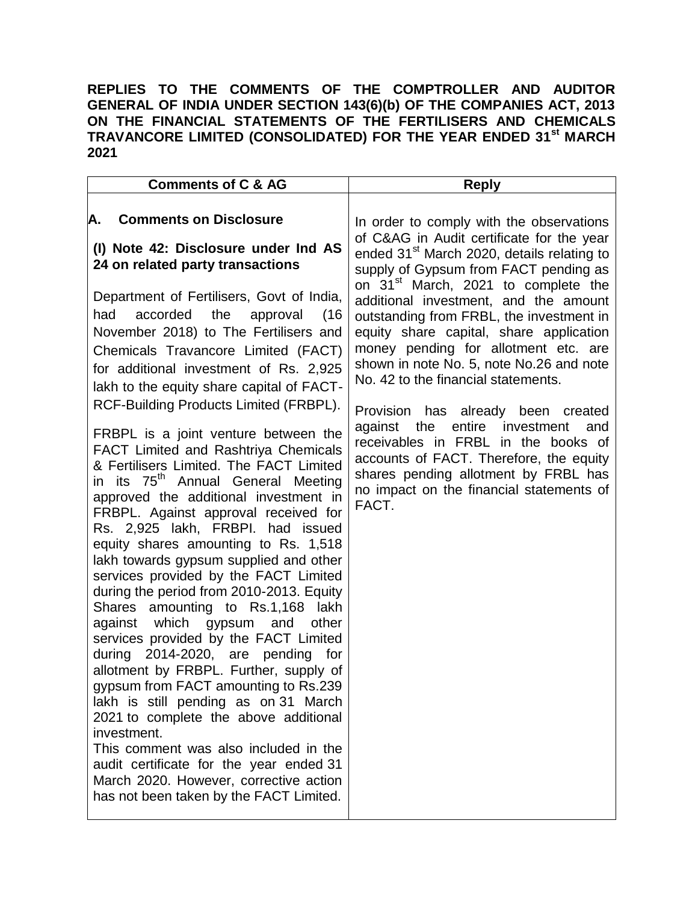**REPLIES TO THE COMMENTS OF THE COMPTROLLER AND AUDITOR GENERAL OF INDIA UNDER SECTION 143(6)(b) OF THE COMPANIES ACT, 2013 ON THE FINANCIAL STATEMENTS OF THE FERTILISERS AND CHEMICALS TRAVANCORE LIMITED (CONSOLIDATED) FOR THE YEAR ENDED 31st MARCH 2021**

| Comments of C & AG | Reply |
|---|---|
| **A. Comments on Disclosure**<br><br>**(I) Note 42: Disclosure under Ind AS 24 on related party transactions**<br><br>Department of Fertilisers, Govt of India, had accorded the approval (16 November 2018) to The Fertilisers and Chemicals Travancore Limited (FACT) for additional investment of Rs. 2,925 lakh to the equity share capital of FACT-RCF-Building Products Limited (FRBPL).<br><br>FRBPL is a joint venture between the FACT Limited and Rashtriya Chemicals & Fertilisers Limited. The FACT Limited in its 75th Annual General Meeting approved the additional investment in FRBPL. Against approval received for Rs. 2,925 lakh, FRBPI. had issued equity shares amounting to Rs. 1,518 lakh towards gypsum supplied and other services provided by the FACT Limited during the period from 2010-2013. Equity Shares amounting to Rs.1,168 lakh against which gypsum and other services provided by the FACT Limited during 2014-2020, are pending for allotment by FRBPL. Further, supply of gypsum from FACT amounting to Rs.239 lakh is still pending as on 31 March 2021 to complete the above additional investment.<br>This comment was also included in the audit certificate for the year ended 31 March 2020. However, corrective action has not been taken by the FACT Limited. | In order to comply with the observations of C&AG in Audit certificate for the year ended 31st March 2020, details relating to supply of Gypsum from FACT pending as on 31st March, 2021 to complete the additional investment, and the amount outstanding from FRBL, the investment in equity share capital, share application money pending for allotment etc. are shown in note No. 5, note No.26 and note No. 42 to the financial statements.<br><br>Provision has already been created against the entire investment and receivables in FRBL in the books of accounts of FACT. Therefore, the equity shares pending allotment by FRBL has no impact on the financial statements of FACT. |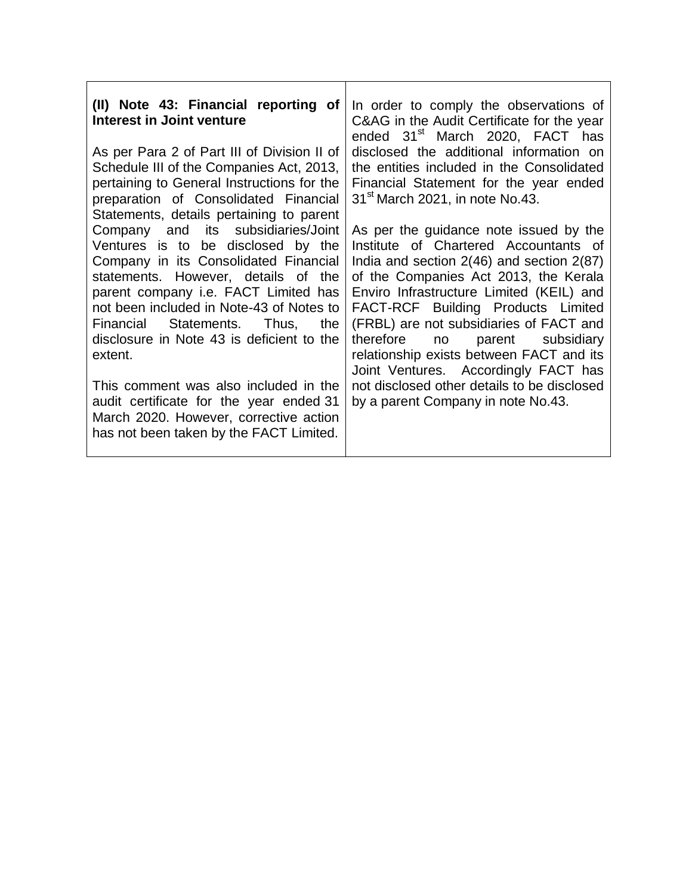| | |
|---|---|
| **(II) Note 43: Financial reporting of Interest in Joint venture**<br><br>As per Para 2 of Part III of Division II of Schedule III of the Companies Act, 2013, pertaining to General Instructions for the preparation of Consolidated Financial Statements, details pertaining to parent Company and its subsidiaries/Joint Ventures is to be disclosed by the Company in its Consolidated Financial statements. However, details of the parent company i.e. FACT Limited has not been included in Note-43 of Notes to Financial Statements. Thus, the disclosure in Note 43 is deficient to the extent.<br><br>This comment was also included in the audit certificate for the year ended 31 March 2020. However, corrective action has not been taken by the FACT Limited. | In order to comply the observations of C&AG in the Audit Certificate for the year ended 31st March 2020, FACT has disclosed the additional information on the entities included in the Consolidated Financial Statement for the year ended 31st March 2021, in note No.43.<br><br>As per the guidance note issued by the Institute of Chartered Accountants of India and section 2(46) and section 2(87) of the Companies Act 2013, the Kerala Enviro Infrastructure Limited (KEIL) and FACT-RCF Building Products Limited (FRBL) are not subsidiaries of FACT and therefore no parent subsidiary relationship exists between FACT and its Joint Ventures. Accordingly FACT has not disclosed other details to be disclosed by a parent Company in note No.43. |